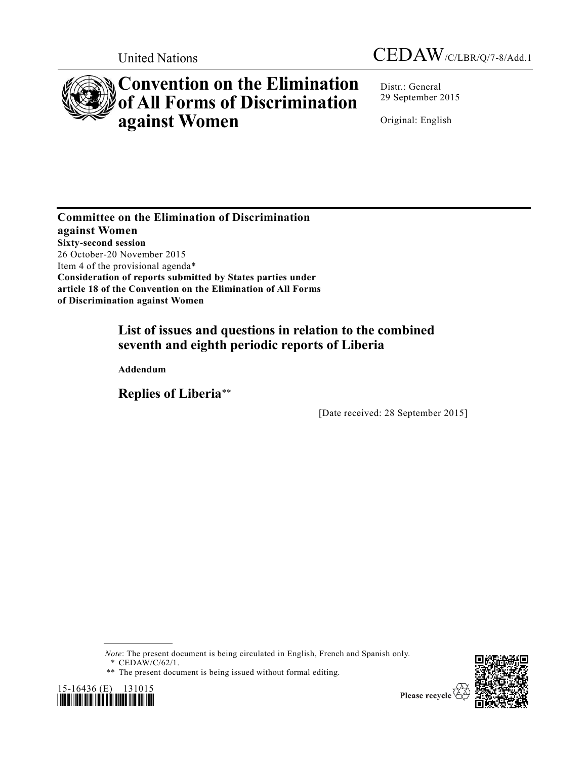United Nations CEDAW/C/LBR/Q/7-8/Add.1

# Convention on the Elimination of All Forms of Discrimination against Women

Distr.: General
29 September 2015

Original: English

**Committee on the Elimination of Discrimination against Women**
**Sixty-second session**
26 October-20 November 2015
Item 4 of the provisional agenda*
**Consideration of reports submitted by States parties under article 18 of the Convention on the Elimination of All Forms of Discrimination against Women**

## List of issues and questions in relation to the combined seventh and eighth periodic reports of Liberia

**Addendum**

## Replies of Liberia**

[Date received: 28 September 2015]

*Note*: The present document is being circulated in English, French and Spanish only.
\* CEDAW/C/62/1.
\*\* The present document is being issued without formal editing.

15-16436 (E) 131015

Please recycle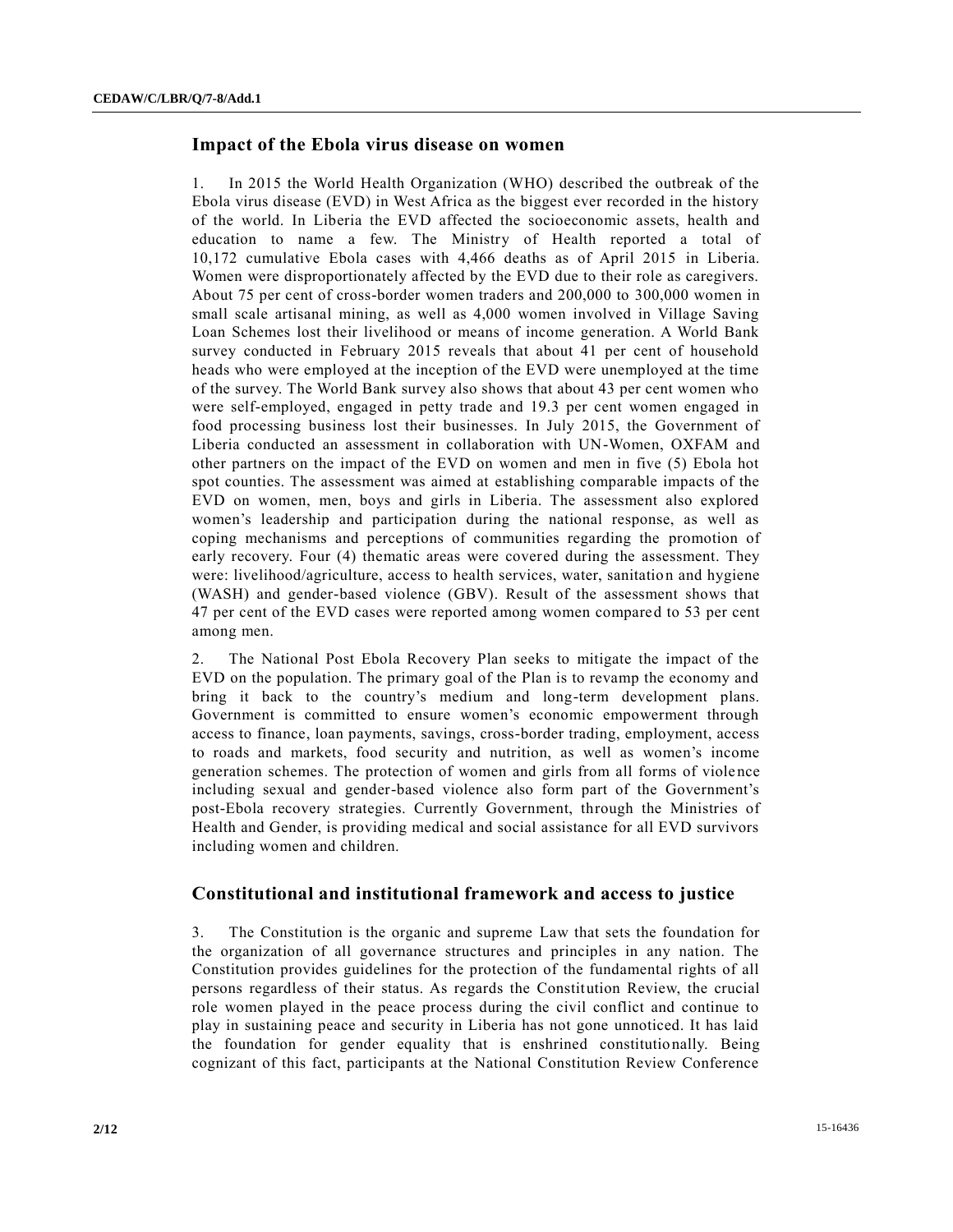## Impact of the Ebola virus disease on women

1. In 2015 the World Health Organization (WHO) described the outbreak of the Ebola virus disease (EVD) in West Africa as the biggest ever recorded in the history of the world. In Liberia the EVD affected the socioeconomic assets, health and education to name a few. The Ministry of Health reported a total of 10,172 cumulative Ebola cases with 4,466 deaths as of April 2015 in Liberia. Women were disproportionately affected by the EVD due to their role as caregivers. About 75 per cent of cross-border women traders and 200,000 to 300,000 women in small scale artisanal mining, as well as 4,000 women involved in Village Saving Loan Schemes lost their livelihood or means of income generation. A World Bank survey conducted in February 2015 reveals that about 41 per cent of household heads who were employed at the inception of the EVD were unemployed at the time of the survey. The World Bank survey also shows that about 43 per cent women who were self-employed, engaged in petty trade and 19.3 per cent women engaged in food processing business lost their businesses. In July 2015, the Government of Liberia conducted an assessment in collaboration with UN-Women, OXFAM and other partners on the impact of the EVD on women and men in five (5) Ebola hot spot counties. The assessment was aimed at establishing comparable impacts of the EVD on women, men, boys and girls in Liberia. The assessment also explored women's leadership and participation during the national response, as well as coping mechanisms and perceptions of communities regarding the promotion of early recovery. Four (4) thematic areas were covered during the assessment. They were: livelihood/agriculture, access to health services, water, sanitation and hygiene (WASH) and gender-based violence (GBV). Result of the assessment shows that 47 per cent of the EVD cases were reported among women compared to 53 per cent among men.

2. The National Post Ebola Recovery Plan seeks to mitigate the impact of the EVD on the population. The primary goal of the Plan is to revamp the economy and bring it back to the country's medium and long-term development plans. Government is committed to ensure women's economic empowerment through access to finance, loan payments, savings, cross-border trading, employment, access to roads and markets, food security and nutrition, as well as women's income generation schemes. The protection of women and girls from all forms of violence including sexual and gender-based violence also form part of the Government's post-Ebola recovery strategies. Currently Government, through the Ministries of Health and Gender, is providing medical and social assistance for all EVD survivors including women and children.

## Constitutional and institutional framework and access to justice

3. The Constitution is the organic and supreme Law that sets the foundation for the organization of all governance structures and principles in any nation. The Constitution provides guidelines for the protection of the fundamental rights of all persons regardless of their status. As regards the Constitution Review, the crucial role women played in the peace process during the civil conflict and continue to play in sustaining peace and security in Liberia has not gone unnoticed. It has laid the foundation for gender equality that is enshrined constitutionally. Being cognizant of this fact, participants at the National Constitution Review Conference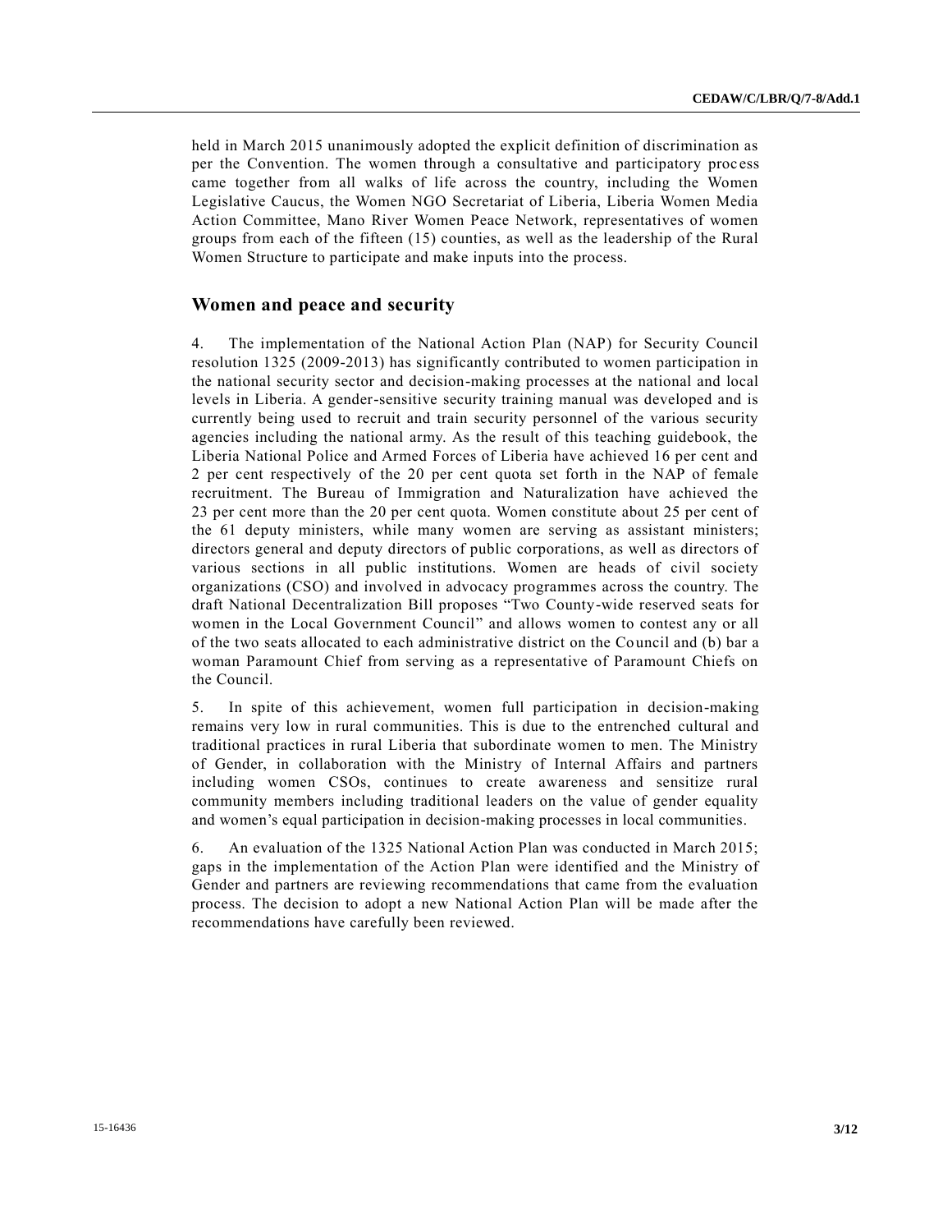held in March 2015 unanimously adopted the explicit definition of discrimination as per the Convention. The women through a consultative and participatory process came together from all walks of life across the country, including the Women Legislative Caucus, the Women NGO Secretariat of Liberia, Liberia Women Media Action Committee, Mano River Women Peace Network, representatives of women groups from each of the fifteen (15) counties, as well as the leadership of the Rural Women Structure to participate and make inputs into the process.

## Women and peace and security

4. The implementation of the National Action Plan (NAP) for Security Council resolution 1325 (2009-2013) has significantly contributed to women participation in the national security sector and decision-making processes at the national and local levels in Liberia. A gender-sensitive security training manual was developed and is currently being used to recruit and train security personnel of the various security agencies including the national army. As the result of this teaching guidebook, the Liberia National Police and Armed Forces of Liberia have achieved 16 per cent and 2 per cent respectively of the 20 per cent quota set forth in the NAP of female recruitment. The Bureau of Immigration and Naturalization have achieved the 23 per cent more than the 20 per cent quota. Women constitute about 25 per cent of the 61 deputy ministers, while many women are serving as assistant ministers; directors general and deputy directors of public corporations, as well as directors of various sections in all public institutions. Women are heads of civil society organizations (CSO) and involved in advocacy programmes across the country. The draft National Decentralization Bill proposes "Two County-wide reserved seats for women in the Local Government Council" and allows women to contest any or all of the two seats allocated to each administrative district on the Council and (b) bar a woman Paramount Chief from serving as a representative of Paramount Chiefs on the Council.

5. In spite of this achievement, women full participation in decision-making remains very low in rural communities. This is due to the entrenched cultural and traditional practices in rural Liberia that subordinate women to men. The Ministry of Gender, in collaboration with the Ministry of Internal Affairs and partners including women CSOs, continues to create awareness and sensitize rural community members including traditional leaders on the value of gender equality and women's equal participation in decision-making processes in local communities.

6. An evaluation of the 1325 National Action Plan was conducted in March 2015; gaps in the implementation of the Action Plan were identified and the Ministry of Gender and partners are reviewing recommendations that came from the evaluation process. The decision to adopt a new National Action Plan will be made after the recommendations have carefully been reviewed.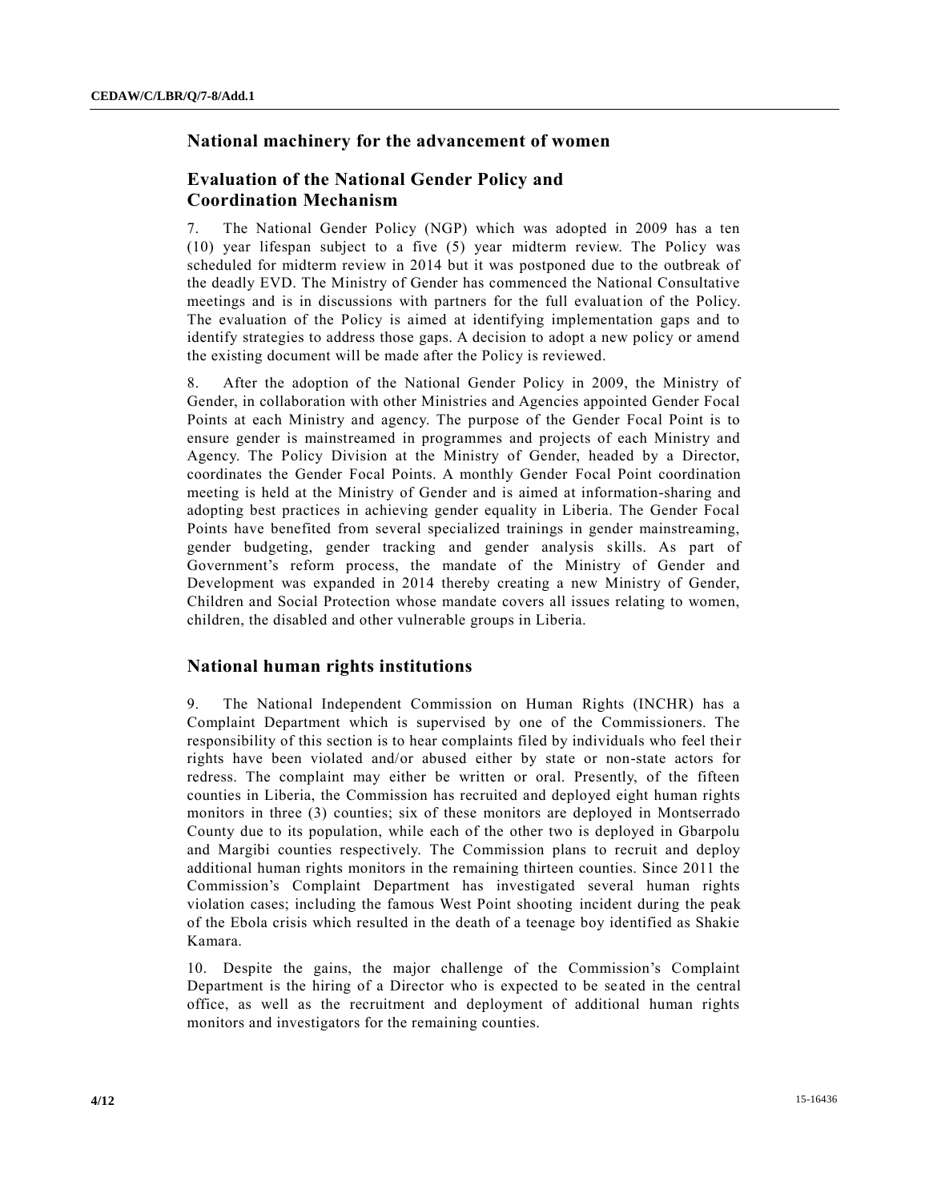## National machinery for the advancement of women

### Evaluation of the National Gender Policy and Coordination Mechanism

7. The National Gender Policy (NGP) which was adopted in 2009 has a ten (10) year lifespan subject to a five (5) year midterm review. The Policy was scheduled for midterm review in 2014 but it was postponed due to the outbreak of the deadly EVD. The Ministry of Gender has commenced the National Consultative meetings and is in discussions with partners for the full evaluation of the Policy. The evaluation of the Policy is aimed at identifying implementation gaps and to identify strategies to address those gaps. A decision to adopt a new policy or amend the existing document will be made after the Policy is reviewed.

8. After the adoption of the National Gender Policy in 2009, the Ministry of Gender, in collaboration with other Ministries and Agencies appointed Gender Focal Points at each Ministry and agency. The purpose of the Gender Focal Point is to ensure gender is mainstreamed in programmes and projects of each Ministry and Agency. The Policy Division at the Ministry of Gender, headed by a Director, coordinates the Gender Focal Points. A monthly Gender Focal Point coordination meeting is held at the Ministry of Gender and is aimed at information-sharing and adopting best practices in achieving gender equality in Liberia. The Gender Focal Points have benefited from several specialized trainings in gender mainstreaming, gender budgeting, gender tracking and gender analysis skills. As part of Government's reform process, the mandate of the Ministry of Gender and Development was expanded in 2014 thereby creating a new Ministry of Gender, Children and Social Protection whose mandate covers all issues relating to women, children, the disabled and other vulnerable groups in Liberia.

## National human rights institutions

9. The National Independent Commission on Human Rights (INCHR) has a Complaint Department which is supervised by one of the Commissioners. The responsibility of this section is to hear complaints filed by individuals who feel their rights have been violated and/or abused either by state or non-state actors for redress. The complaint may either be written or oral. Presently, of the fifteen counties in Liberia, the Commission has recruited and deployed eight human rights monitors in three (3) counties; six of these monitors are deployed in Montserrado County due to its population, while each of the other two is deployed in Gbarpolu and Margibi counties respectively. The Commission plans to recruit and deploy additional human rights monitors in the remaining thirteen counties. Since 2011 the Commission's Complaint Department has investigated several human rights violation cases; including the famous West Point shooting incident during the peak of the Ebola crisis which resulted in the death of a teenage boy identified as Shakie Kamara.

10. Despite the gains, the major challenge of the Commission's Complaint Department is the hiring of a Director who is expected to be seated in the central office, as well as the recruitment and deployment of additional human rights monitors and investigators for the remaining counties.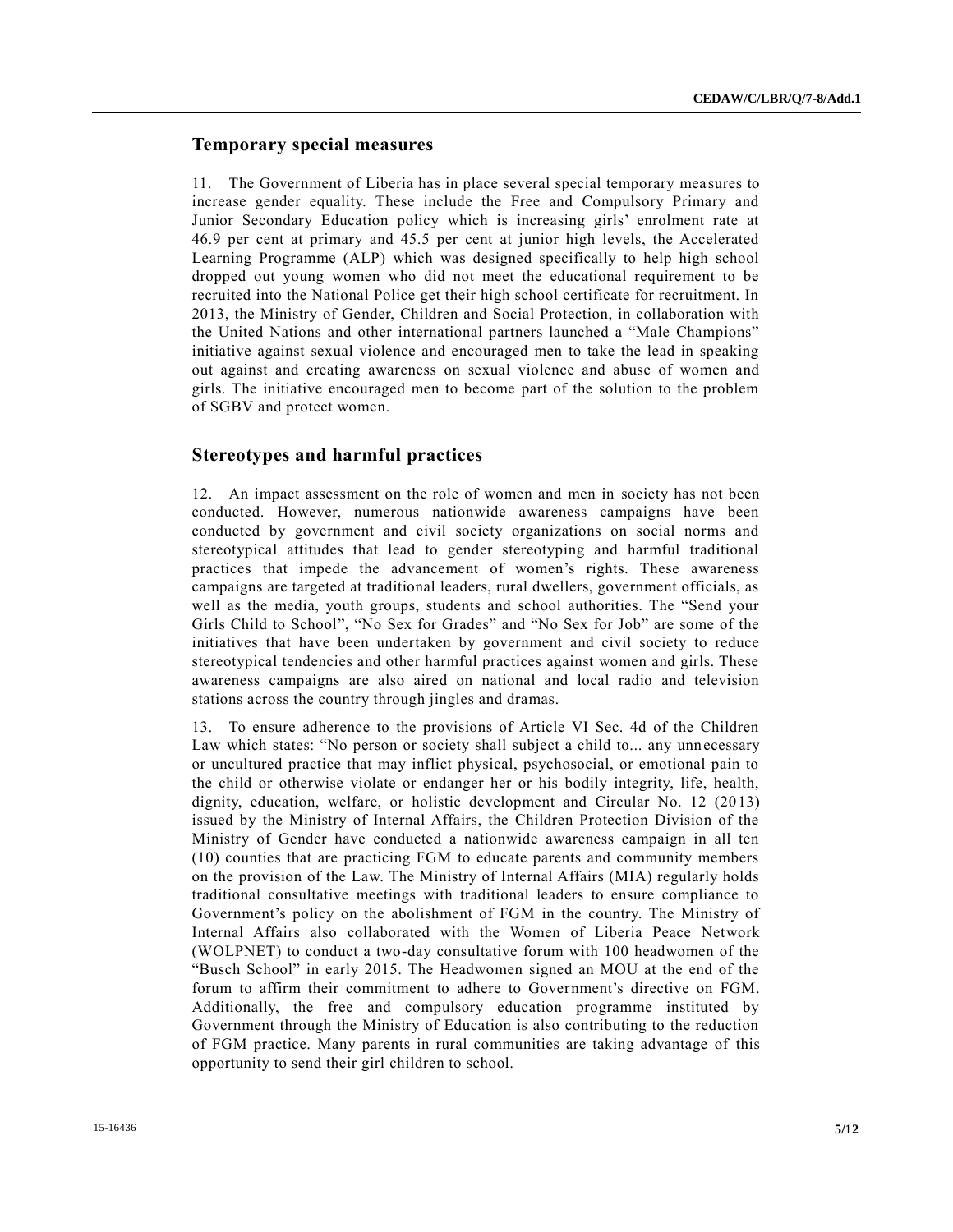## Temporary special measures

11. The Government of Liberia has in place several special temporary measures to increase gender equality. These include the Free and Compulsory Primary and Junior Secondary Education policy which is increasing girls' enrolment rate at 46.9 per cent at primary and 45.5 per cent at junior high levels, the Accelerated Learning Programme (ALP) which was designed specifically to help high school dropped out young women who did not meet the educational requirement to be recruited into the National Police get their high school certificate for recruitment. In 2013, the Ministry of Gender, Children and Social Protection, in collaboration with the United Nations and other international partners launched a "Male Champions" initiative against sexual violence and encouraged men to take the lead in speaking out against and creating awareness on sexual violence and abuse of women and girls. The initiative encouraged men to become part of the solution to the problem of SGBV and protect women.

## Stereotypes and harmful practices

12. An impact assessment on the role of women and men in society has not been conducted. However, numerous nationwide awareness campaigns have been conducted by government and civil society organizations on social norms and stereotypical attitudes that lead to gender stereotyping and harmful traditional practices that impede the advancement of women's rights. These awareness campaigns are targeted at traditional leaders, rural dwellers, government officials, as well as the media, youth groups, students and school authorities. The "Send your Girls Child to School", "No Sex for Grades" and "No Sex for Job" are some of the initiatives that have been undertaken by government and civil society to reduce stereotypical tendencies and other harmful practices against women and girls. These awareness campaigns are also aired on national and local radio and television stations across the country through jingles and dramas.

13. To ensure adherence to the provisions of Article VI Sec. 4d of the Children Law which states: "No person or society shall subject a child to... any unnecessary or uncultured practice that may inflict physical, psychosocial, or emotional pain to the child or otherwise violate or endanger her or his bodily integrity, life, health, dignity, education, welfare, or holistic development and Circular No. 12 (2013) issued by the Ministry of Internal Affairs, the Children Protection Division of the Ministry of Gender have conducted a nationwide awareness campaign in all ten (10) counties that are practicing FGM to educate parents and community members on the provision of the Law. The Ministry of Internal Affairs (MIA) regularly holds traditional consultative meetings with traditional leaders to ensure compliance to Government's policy on the abolishment of FGM in the country. The Ministry of Internal Affairs also collaborated with the Women of Liberia Peace Network (WOLPNET) to conduct a two-day consultative forum with 100 headwomen of the "Busch School" in early 2015. The Headwomen signed an MOU at the end of the forum to affirm their commitment to adhere to Government's directive on FGM. Additionally, the free and compulsory education programme instituted by Government through the Ministry of Education is also contributing to the reduction of FGM practice. Many parents in rural communities are taking advantage of this opportunity to send their girl children to school.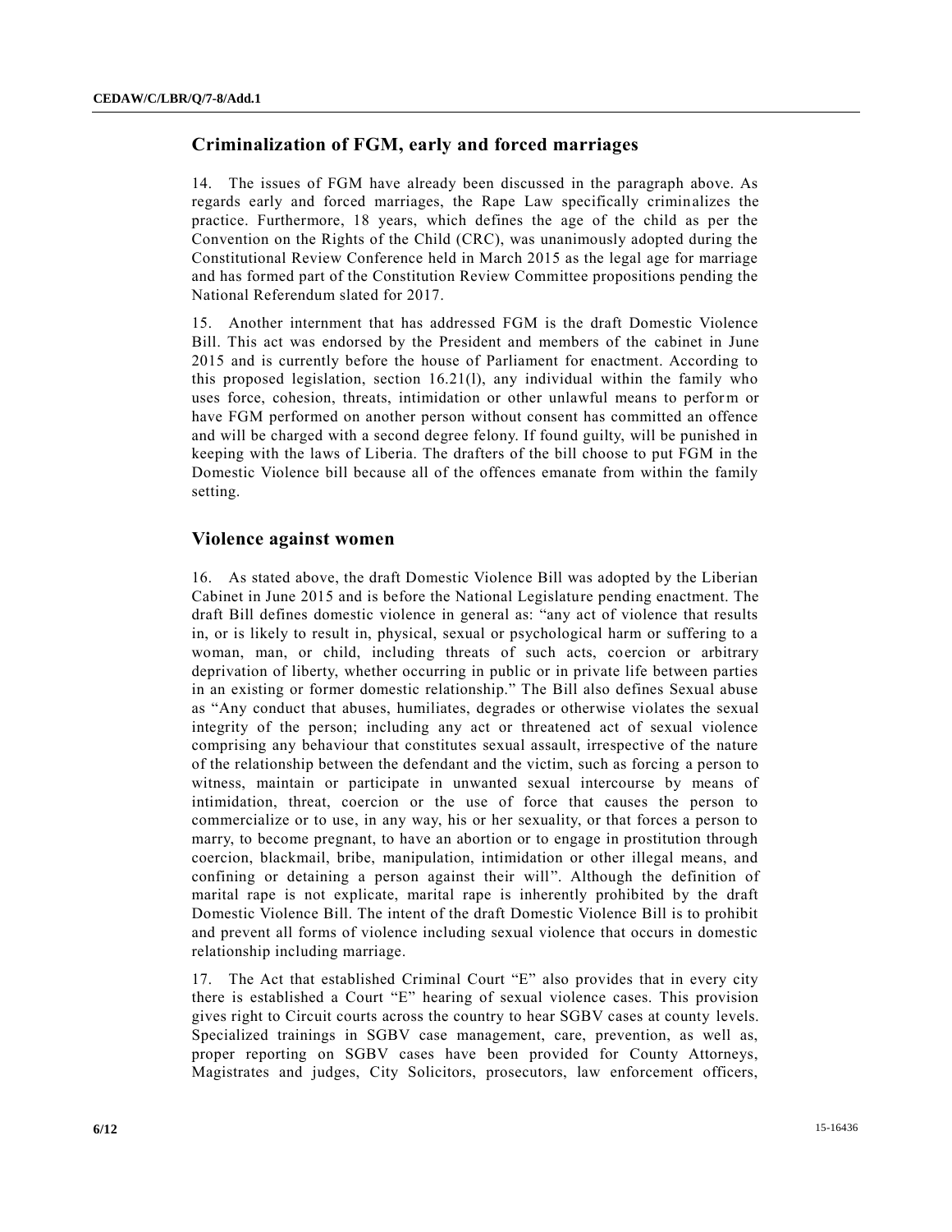## Criminalization of FGM, early and forced marriages

14. The issues of FGM have already been discussed in the paragraph above. As regards early and forced marriages, the Rape Law specifically criminalizes the practice. Furthermore, 18 years, which defines the age of the child as per the Convention on the Rights of the Child (CRC), was unanimously adopted during the Constitutional Review Conference held in March 2015 as the legal age for marriage and has formed part of the Constitution Review Committee propositions pending the National Referendum slated for 2017.

15. Another internment that has addressed FGM is the draft Domestic Violence Bill. This act was endorsed by the President and members of the cabinet in June 2015 and is currently before the house of Parliament for enactment. According to this proposed legislation, section 16.21(l), any individual within the family who uses force, cohesion, threats, intimidation or other unlawful means to perform or have FGM performed on another person without consent has committed an offence and will be charged with a second degree felony. If found guilty, will be punished in keeping with the laws of Liberia. The drafters of the bill choose to put FGM in the Domestic Violence bill because all of the offences emanate from within the family setting.

## Violence against women

16. As stated above, the draft Domestic Violence Bill was adopted by the Liberian Cabinet in June 2015 and is before the National Legislature pending enactment. The draft Bill defines domestic violence in general as: "any act of violence that results in, or is likely to result in, physical, sexual or psychological harm or suffering to a woman, man, or child, including threats of such acts, coercion or arbitrary deprivation of liberty, whether occurring in public or in private life between parties in an existing or former domestic relationship." The Bill also defines Sexual abuse as "Any conduct that abuses, humiliates, degrades or otherwise violates the sexual integrity of the person; including any act or threatened act of sexual violence comprising any behaviour that constitutes sexual assault, irrespective of the nature of the relationship between the defendant and the victim, such as forcing a person to witness, maintain or participate in unwanted sexual intercourse by means of intimidation, threat, coercion or the use of force that causes the person to commercialize or to use, in any way, his or her sexuality, or that forces a person to marry, to become pregnant, to have an abortion or to engage in prostitution through coercion, blackmail, bribe, manipulation, intimidation or other illegal means, and confining or detaining a person against their will". Although the definition of marital rape is not explicate, marital rape is inherently prohibited by the draft Domestic Violence Bill. The intent of the draft Domestic Violence Bill is to prohibit and prevent all forms of violence including sexual violence that occurs in domestic relationship including marriage.

17. The Act that established Criminal Court "E" also provides that in every city there is established a Court "E" hearing of sexual violence cases. This provision gives right to Circuit courts across the country to hear SGBV cases at county levels. Specialized trainings in SGBV case management, care, prevention, as well as, proper reporting on SGBV cases have been provided for County Attorneys, Magistrates and judges, City Solicitors, prosecutors, law enforcement officers,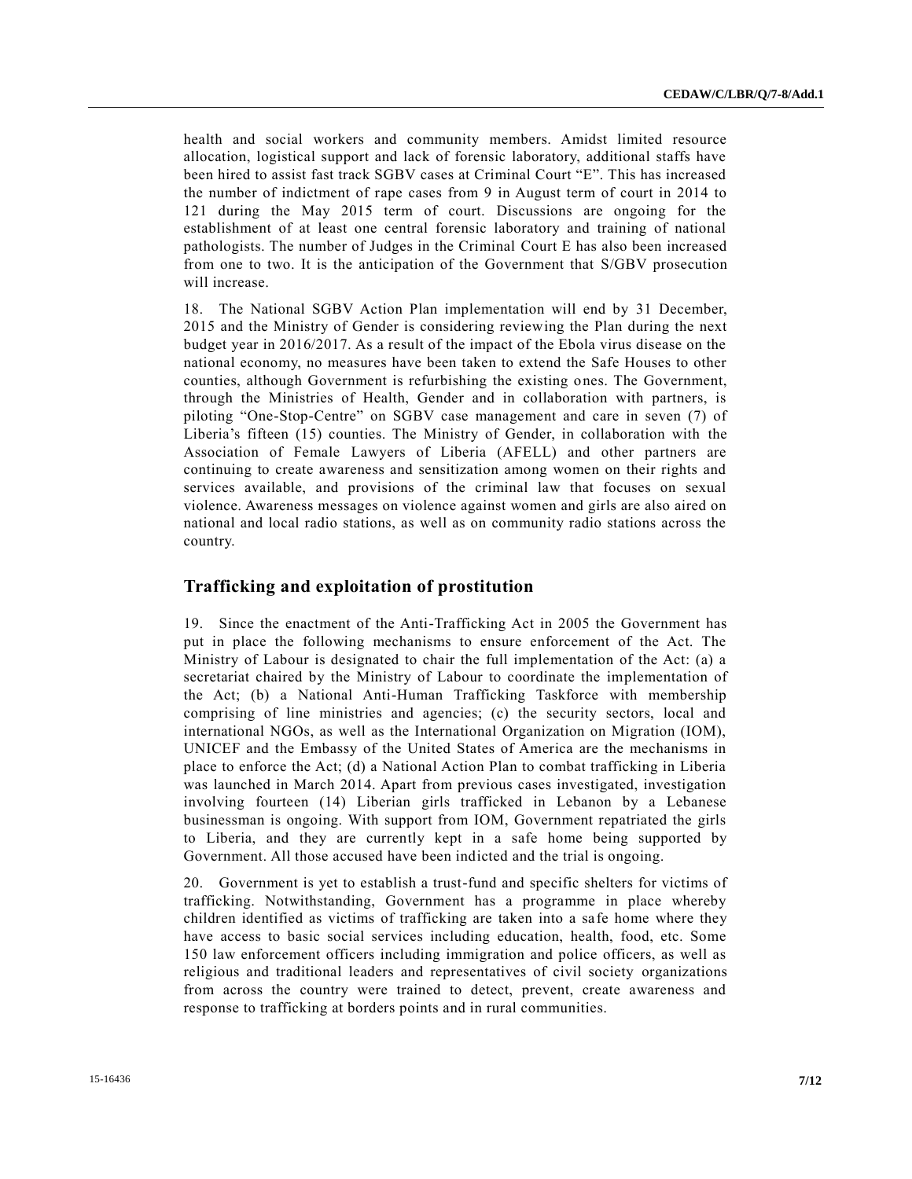health and social workers and community members. Amidst limited resource allocation, logistical support and lack of forensic laboratory, additional staffs have been hired to assist fast track SGBV cases at Criminal Court "E". This has increased the number of indictment of rape cases from 9 in August term of court in 2014 to 121 during the May 2015 term of court. Discussions are ongoing for the establishment of at least one central forensic laboratory and training of national pathologists. The number of Judges in the Criminal Court E has also been increased from one to two. It is the anticipation of the Government that S/GBV prosecution will increase.

18. The National SGBV Action Plan implementation will end by 31 December, 2015 and the Ministry of Gender is considering reviewing the Plan during the next budget year in 2016/2017. As a result of the impact of the Ebola virus disease on the national economy, no measures have been taken to extend the Safe Houses to other counties, although Government is refurbishing the existing ones. The Government, through the Ministries of Health, Gender and in collaboration with partners, is piloting "One-Stop-Centre" on SGBV case management and care in seven (7) of Liberia's fifteen (15) counties. The Ministry of Gender, in collaboration with the Association of Female Lawyers of Liberia (AFELL) and other partners are continuing to create awareness and sensitization among women on their rights and services available, and provisions of the criminal law that focuses on sexual violence. Awareness messages on violence against women and girls are also aired on national and local radio stations, as well as on community radio stations across the country.

## Trafficking and exploitation of prostitution

19. Since the enactment of the Anti-Trafficking Act in 2005 the Government has put in place the following mechanisms to ensure enforcement of the Act. The Ministry of Labour is designated to chair the full implementation of the Act: (a) a secretariat chaired by the Ministry of Labour to coordinate the implementation of the Act; (b) a National Anti-Human Trafficking Taskforce with membership comprising of line ministries and agencies; (c) the security sectors, local and international NGOs, as well as the International Organization on Migration (IOM), UNICEF and the Embassy of the United States of America are the mechanisms in place to enforce the Act; (d) a National Action Plan to combat trafficking in Liberia was launched in March 2014. Apart from previous cases investigated, investigation involving fourteen (14) Liberian girls trafficked in Lebanon by a Lebanese businessman is ongoing. With support from IOM, Government repatriated the girls to Liberia, and they are currently kept in a safe home being supported by Government. All those accused have been indicted and the trial is ongoing.

20. Government is yet to establish a trust-fund and specific shelters for victims of trafficking. Notwithstanding, Government has a programme in place whereby children identified as victims of trafficking are taken into a safe home where they have access to basic social services including education, health, food, etc. Some 150 law enforcement officers including immigration and police officers, as well as religious and traditional leaders and representatives of civil society organizations from across the country were trained to detect, prevent, create awareness and response to trafficking at borders points and in rural communities.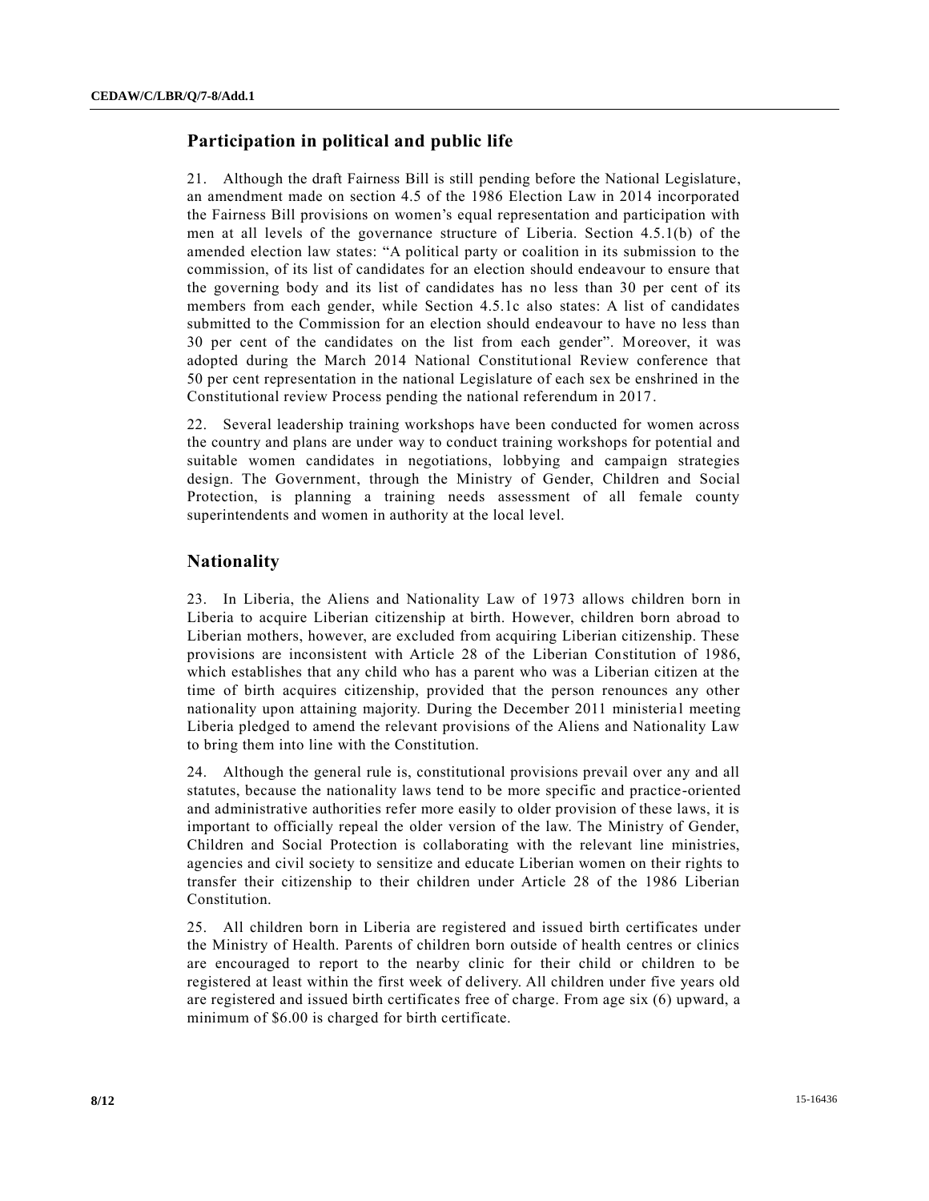## Participation in political and public life

21. Although the draft Fairness Bill is still pending before the National Legislature, an amendment made on section 4.5 of the 1986 Election Law in 2014 incorporated the Fairness Bill provisions on women's equal representation and participation with men at all levels of the governance structure of Liberia. Section 4.5.1(b) of the amended election law states: "A political party or coalition in its submission to the commission, of its list of candidates for an election should endeavour to ensure that the governing body and its list of candidates has no less than 30 per cent of its members from each gender, while Section 4.5.1c also states: A list of candidates submitted to the Commission for an election should endeavour to have no less than 30 per cent of the candidates on the list from each gender". Moreover, it was adopted during the March 2014 National Constitutional Review conference that 50 per cent representation in the national Legislature of each sex be enshrined in the Constitutional review Process pending the national referendum in 2017.

22. Several leadership training workshops have been conducted for women across the country and plans are under way to conduct training workshops for potential and suitable women candidates in negotiations, lobbying and campaign strategies design. The Government, through the Ministry of Gender, Children and Social Protection, is planning a training needs assessment of all female county superintendents and women in authority at the local level.

## Nationality

23. In Liberia, the Aliens and Nationality Law of 1973 allows children born in Liberia to acquire Liberian citizenship at birth. However, children born abroad to Liberian mothers, however, are excluded from acquiring Liberian citizenship. These provisions are inconsistent with Article 28 of the Liberian Constitution of 1986, which establishes that any child who has a parent who was a Liberian citizen at the time of birth acquires citizenship, provided that the person renounces any other nationality upon attaining majority. During the December 2011 ministerial meeting Liberia pledged to amend the relevant provisions of the Aliens and Nationality Law to bring them into line with the Constitution.

24. Although the general rule is, constitutional provisions prevail over any and all statutes, because the nationality laws tend to be more specific and practice-oriented and administrative authorities refer more easily to older provision of these laws, it is important to officially repeal the older version of the law. The Ministry of Gender, Children and Social Protection is collaborating with the relevant line ministries, agencies and civil society to sensitize and educate Liberian women on their rights to transfer their citizenship to their children under Article 28 of the 1986 Liberian Constitution.

25. All children born in Liberia are registered and issued birth certificates under the Ministry of Health. Parents of children born outside of health centres or clinics are encouraged to report to the nearby clinic for their child or children to be registered at least within the first week of delivery. All children under five years old are registered and issued birth certificates free of charge. From age six (6) upward, a minimum of $6.00 is charged for birth certificate.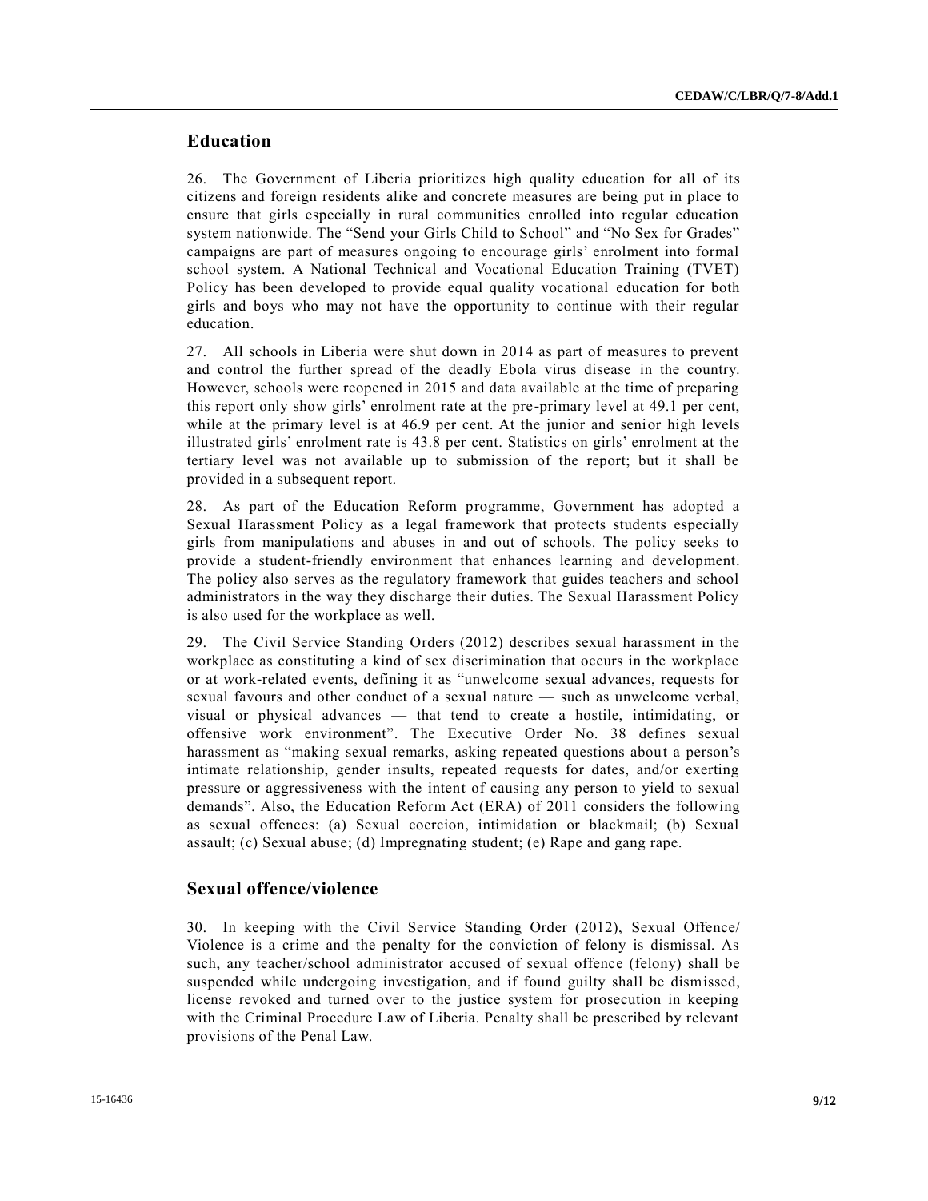## Education

26. The Government of Liberia prioritizes high quality education for all of its citizens and foreign residents alike and concrete measures are being put in place to ensure that girls especially in rural communities enrolled into regular education system nationwide. The "Send your Girls Child to School" and "No Sex for Grades" campaigns are part of measures ongoing to encourage girls' enrolment into formal school system. A National Technical and Vocational Education Training (TVET) Policy has been developed to provide equal quality vocational education for both girls and boys who may not have the opportunity to continue with their regular education.

27. All schools in Liberia were shut down in 2014 as part of measures to prevent and control the further spread of the deadly Ebola virus disease in the country. However, schools were reopened in 2015 and data available at the time of preparing this report only show girls' enrolment rate at the pre-primary level at 49.1 per cent, while at the primary level is at 46.9 per cent. At the junior and senior high levels illustrated girls' enrolment rate is 43.8 per cent. Statistics on girls' enrolment at the tertiary level was not available up to submission of the report; but it shall be provided in a subsequent report.

28. As part of the Education Reform programme, Government has adopted a Sexual Harassment Policy as a legal framework that protects students especially girls from manipulations and abuses in and out of schools. The policy seeks to provide a student-friendly environment that enhances learning and development. The policy also serves as the regulatory framework that guides teachers and school administrators in the way they discharge their duties. The Sexual Harassment Policy is also used for the workplace as well.

29. The Civil Service Standing Orders (2012) describes sexual harassment in the workplace as constituting a kind of sex discrimination that occurs in the workplace or at work-related events, defining it as "unwelcome sexual advances, requests for sexual favours and other conduct of a sexual nature — such as unwelcome verbal, visual or physical advances — that tend to create a hostile, intimidating, or offensive work environment". The Executive Order No. 38 defines sexual harassment as "making sexual remarks, asking repeated questions about a person's intimate relationship, gender insults, repeated requests for dates, and/or exerting pressure or aggressiveness with the intent of causing any person to yield to sexual demands". Also, the Education Reform Act (ERA) of 2011 considers the following as sexual offences: (a) Sexual coercion, intimidation or blackmail; (b) Sexual assault; (c) Sexual abuse; (d) Impregnating student; (e) Rape and gang rape.

## Sexual offence/violence

30. In keeping with the Civil Service Standing Order (2012), Sexual Offence/ Violence is a crime and the penalty for the conviction of felony is dismissal. As such, any teacher/school administrator accused of sexual offence (felony) shall be suspended while undergoing investigation, and if found guilty shall be dismissed, license revoked and turned over to the justice system for prosecution in keeping with the Criminal Procedure Law of Liberia. Penalty shall be prescribed by relevant provisions of the Penal Law.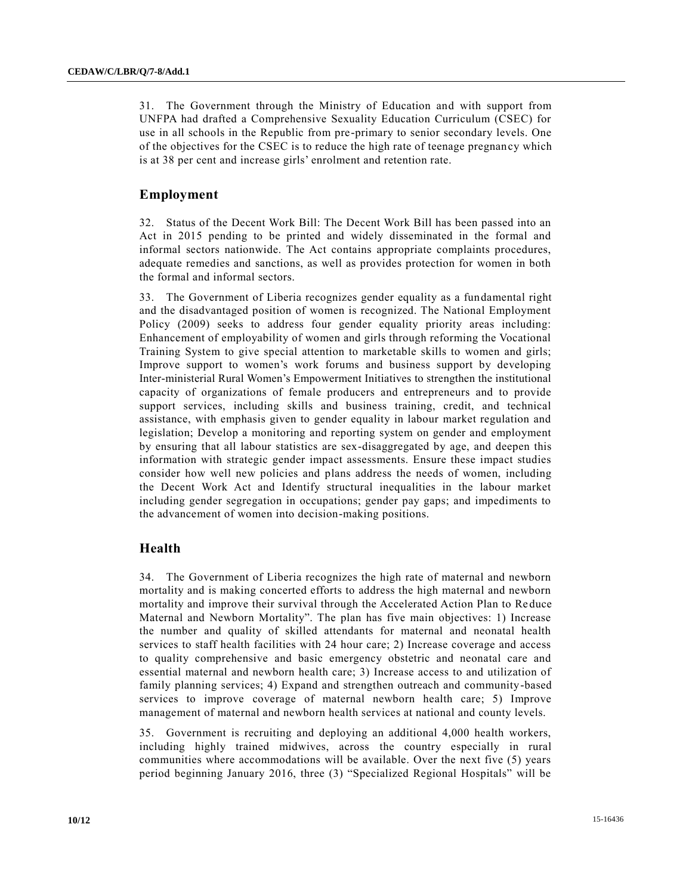31. The Government through the Ministry of Education and with support from UNFPA had drafted a Comprehensive Sexuality Education Curriculum (CSEC) for use in all schools in the Republic from pre-primary to senior secondary levels. One of the objectives for the CSEC is to reduce the high rate of teenage pregnancy which is at 38 per cent and increase girls' enrolment and retention rate.

## Employment

32. Status of the Decent Work Bill: The Decent Work Bill has been passed into an Act in 2015 pending to be printed and widely disseminated in the formal and informal sectors nationwide. The Act contains appropriate complaints procedures, adequate remedies and sanctions, as well as provides protection for women in both the formal and informal sectors.

33. The Government of Liberia recognizes gender equality as a fundamental right and the disadvantaged position of women is recognized. The National Employment Policy (2009) seeks to address four gender equality priority areas including: Enhancement of employability of women and girls through reforming the Vocational Training System to give special attention to marketable skills to women and girls; Improve support to women's work forums and business support by developing Inter-ministerial Rural Women's Empowerment Initiatives to strengthen the institutional capacity of organizations of female producers and entrepreneurs and to provide support services, including skills and business training, credit, and technical assistance, with emphasis given to gender equality in labour market regulation and legislation; Develop a monitoring and reporting system on gender and employment by ensuring that all labour statistics are sex-disaggregated by age, and deepen this information with strategic gender impact assessments. Ensure these impact studies consider how well new policies and plans address the needs of women, including the Decent Work Act and Identify structural inequalities in the labour market including gender segregation in occupations; gender pay gaps; and impediments to the advancement of women into decision-making positions.

## Health

34. The Government of Liberia recognizes the high rate of maternal and newborn mortality and is making concerted efforts to address the high maternal and newborn mortality and improve their survival through the Accelerated Action Plan to Reduce Maternal and Newborn Mortality". The plan has five main objectives: 1) Increase the number and quality of skilled attendants for maternal and neonatal health services to staff health facilities with 24 hour care; 2) Increase coverage and access to quality comprehensive and basic emergency obstetric and neonatal care and essential maternal and newborn health care; 3) Increase access to and utilization of family planning services; 4) Expand and strengthen outreach and community-based services to improve coverage of maternal newborn health care; 5) Improve management of maternal and newborn health services at national and county levels.

35. Government is recruiting and deploying an additional 4,000 health workers, including highly trained midwives, across the country especially in rural communities where accommodations will be available. Over the next five (5) years period beginning January 2016, three (3) "Specialized Regional Hospitals" will be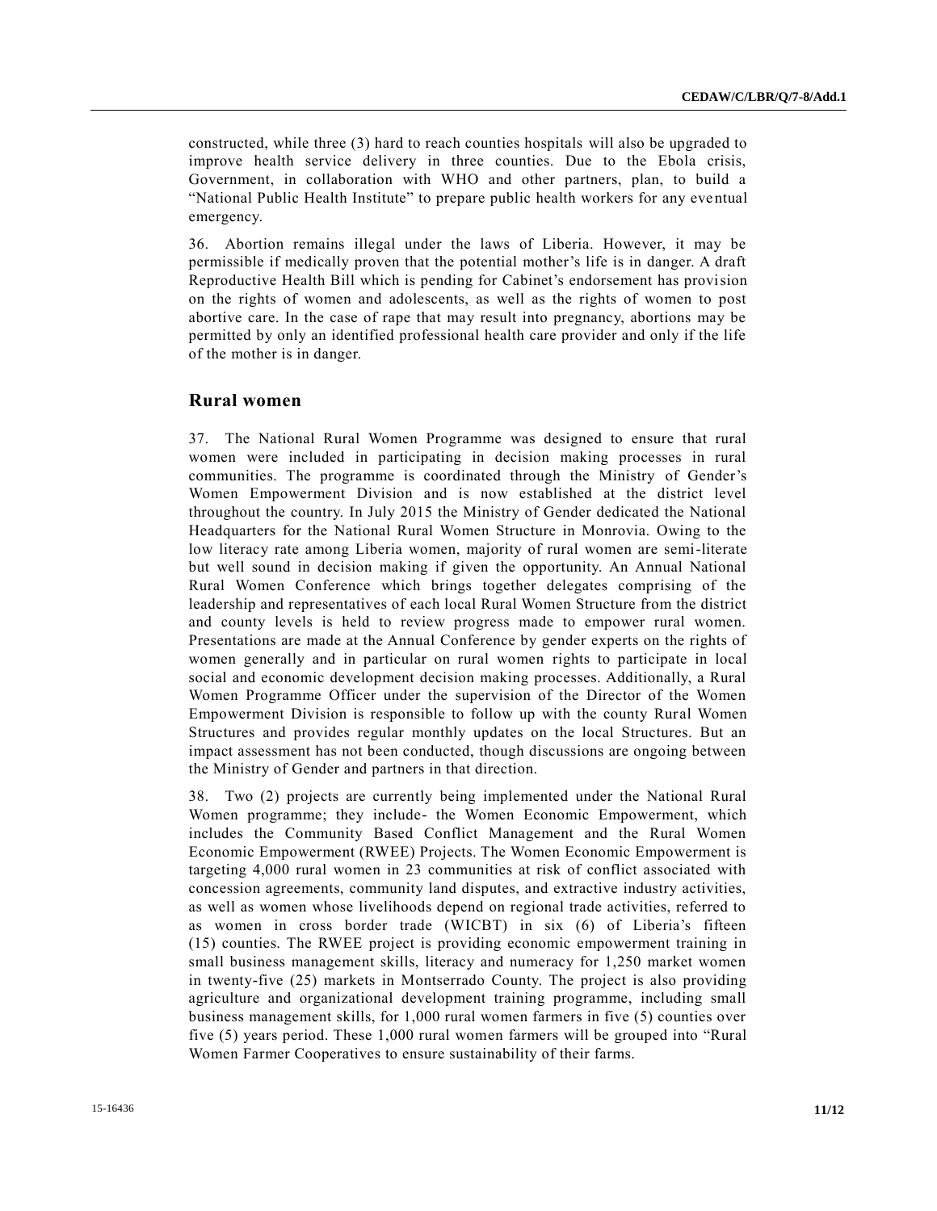constructed, while three (3) hard to reach counties hospitals will also be upgraded to improve health service delivery in three counties. Due to the Ebola crisis, Government, in collaboration with WHO and other partners, plan, to build a "National Public Health Institute" to prepare public health workers for any eventual emergency.

36. Abortion remains illegal under the laws of Liberia. However, it may be permissible if medically proven that the potential mother's life is in danger. A draft Reproductive Health Bill which is pending for Cabinet's endorsement has provision on the rights of women and adolescents, as well as the rights of women to post abortive care. In the case of rape that may result into pregnancy, abortions may be permitted by only an identified professional health care provider and only if the life of the mother is in danger.

## Rural women

37. The National Rural Women Programme was designed to ensure that rural women were included in participating in decision making processes in rural communities. The programme is coordinated through the Ministry of Gender's Women Empowerment Division and is now established at the district level throughout the country. In July 2015 the Ministry of Gender dedicated the National Headquarters for the National Rural Women Structure in Monrovia. Owing to the low literacy rate among Liberia women, majority of rural women are semi-literate but well sound in decision making if given the opportunity. An Annual National Rural Women Conference which brings together delegates comprising of the leadership and representatives of each local Rural Women Structure from the district and county levels is held to review progress made to empower rural women. Presentations are made at the Annual Conference by gender experts on the rights of women generally and in particular on rural women rights to participate in local social and economic development decision making processes. Additionally, a Rural Women Programme Officer under the supervision of the Director of the Women Empowerment Division is responsible to follow up with the county Rural Women Structures and provides regular monthly updates on the local Structures. But an impact assessment has not been conducted, though discussions are ongoing between the Ministry of Gender and partners in that direction.

38. Two (2) projects are currently being implemented under the National Rural Women programme; they include- the Women Economic Empowerment, which includes the Community Based Conflict Management and the Rural Women Economic Empowerment (RWEE) Projects. The Women Economic Empowerment is targeting 4,000 rural women in 23 communities at risk of conflict associated with concession agreements, community land disputes, and extractive industry activities, as well as women whose livelihoods depend on regional trade activities, referred to as women in cross border trade (WICBT) in six (6) of Liberia's fifteen (15) counties. The RWEE project is providing economic empowerment training in small business management skills, literacy and numeracy for 1,250 market women in twenty-five (25) markets in Montserrado County. The project is also providing agriculture and organizational development training programme, including small business management skills, for 1,000 rural women farmers in five (5) counties over five (5) years period. These 1,000 rural women farmers will be grouped into "Rural Women Farmer Cooperatives to ensure sustainability of their farms.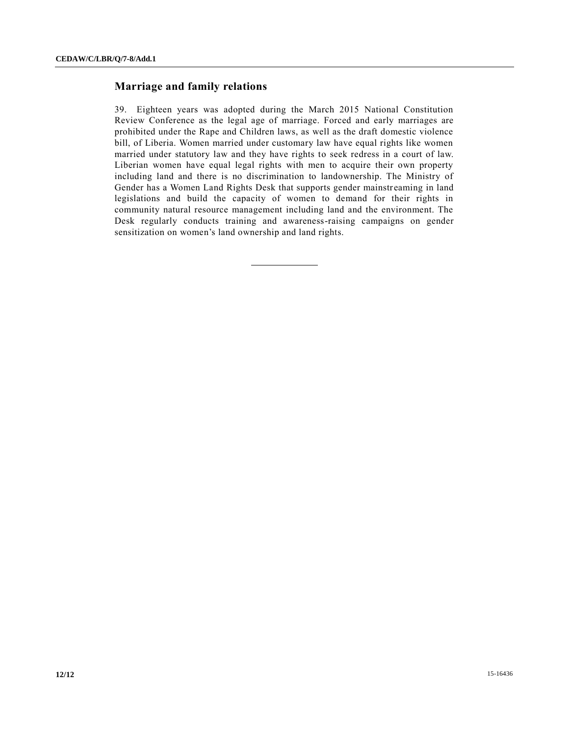## Marriage and family relations

39. Eighteen years was adopted during the March 2015 National Constitution Review Conference as the legal age of marriage. Forced and early marriages are prohibited under the Rape and Children laws, as well as the draft domestic violence bill, of Liberia. Women married under customary law have equal rights like women married under statutory law and they have rights to seek redress in a court of law. Liberian women have equal legal rights with men to acquire their own property including land and there is no discrimination to landownership. The Ministry of Gender has a Women Land Rights Desk that supports gender mainstreaming in land legislations and build the capacity of women to demand for their rights in community natural resource management including land and the environment. The Desk regularly conducts training and awareness-raising campaigns on gender sensitization on women's land ownership and land rights.